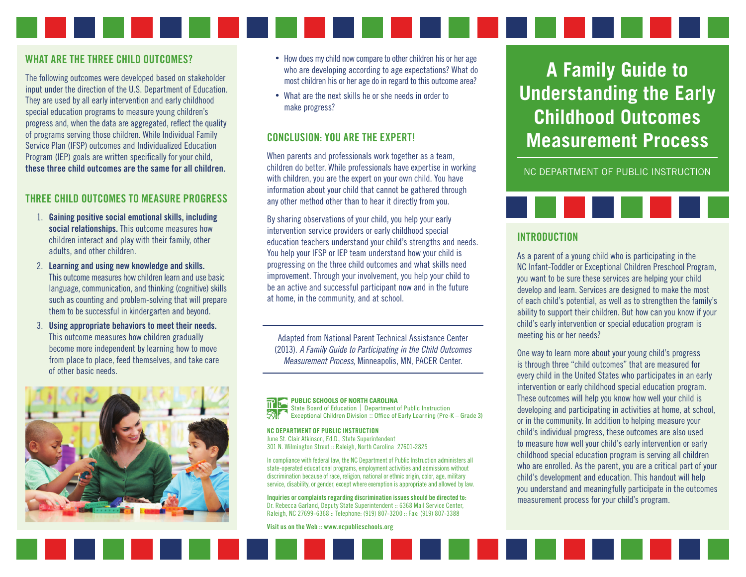# A Family Guide to Understanding the Early Childhood Outcomes Measurement Process

NC DEPARTMENT OF PUBLIC INSTRUCTION

## INTRODUCTION

As a parent of a young child who is participating in the NC Infant-Toddler or Exceptional Children Preschool Program, you want to be sure these services are helping your child develop and learn. Services are designed to make the most of each child's potential, as well as to strengthen the family's ability to support their children. But how can you know if your child's early intervention or special education program is meeting his or her needs?

One way to learn more about your young child's progress is through three "child outcomes" that are measured for every child in the United States who participates in an early intervention or early childhood special education program. These outcomes will help you know how well your child is developing and participating in activities at home, at school, or in the community. In addition to helping measure your child's individual progress, these outcomes are also used to measure how well your child's early intervention or early childhood special education program is serving all children who are enrolled. As the parent, you are a critical part of your child's development and education. This handout will help you understand and meaningfully participate in the outcomes measurement process for your child's program.

## WHAT ARE THE THREE CHILD OUTCOMES?

The following outcomes were developed based on stakeholder input under the direction of the U.S. Department of Education. They are used by all early intervention and early childhood special education programs to measure young children's progress and, when the data are aggregated, reflect the quality of programs serving those children. While Individual Family Service Plan (IFSP) outcomes and Individualized Education Program (IEP) goals are written specifically for your child, **these three child outcomes are the same for all children.**

## THREE CHILD OUTCOMES TO MEASURE PROGRESS

1. **Gaining positive social emotional skills, including social relationships.** This outcome measures how children interact and play with their family, other adults, and other children.
2. **Learning and using new knowledge and skills.** This outcome measures how children learn and use basic language, communication, and thinking (cognitive) skills such as counting and problem-solving that will prepare them to be successful in kindergarten and beyond.
3. **Using appropriate behaviors to meet their needs.** This outcome measures how children gradually become more independent by learning how to move from place to place, feed themselves, and take care of other basic needs.

- How does my child now compare to other children his or her age who are developing according to age expectations? What do most children his or her age do in regard to this outcome area?
- What are the next skills he or she needs in order to make progress?

## CONCLUSION: YOU ARE THE EXPERT!

When parents and professionals work together as a team, children do better. While professionals have expertise in working with children, you are the expert on your own child. You have information about your child that cannot be gathered through any other method other than to hear it directly from you.

By sharing observations of your child, you help your early intervention service providers or early childhood special education teachers understand your child's strengths and needs. You help your IFSP or IEP team understand how your child is progressing on the three child outcomes and what skills need improvement. Through your involvement, you help your child to be an active and successful participant now and in the future at home, in the community, and at school.

---

Adapted from National Parent Technical Assistance Center (2013). *A Family Guide to Participating in the Child Outcomes Measurement Process*, Minneapolis, MN, PACER Center.

---

**PUBLIC SCHOOLS OF NORTH CAROLINA**
State Board of Education | Department of Public Instruction
Exceptional Children Division :: Office of Early Learning (Pre-K – Grade 3)

**NC DEPARTMENT OF PUBLIC INSTRUCTION**
June St. Clair Atkinson, Ed.D., State Superintendent
301 N. Wilmington Street :: Raleigh, North Carolina 27601-2825

In compliance with federal law, the NC Department of Public Instruction administers all state-operated educational programs, employment activities and admissions without discrimination because of race, religion, national or ethnic origin, color, age, military service, disability, or gender, except where exemption is appropriate and allowed by law.

**Inquiries or complaints regarding discrimination issues should be directed to:**
Dr. Rebecca Garland, Deputy State Superintendent :: 6368 Mail Service Center, Raleigh, NC 27699-6368 :: Telephone: (919) 807-3200 :: Fax: (919) 807-3388

**Visit us on the Web :: www.ncpublicschools.org**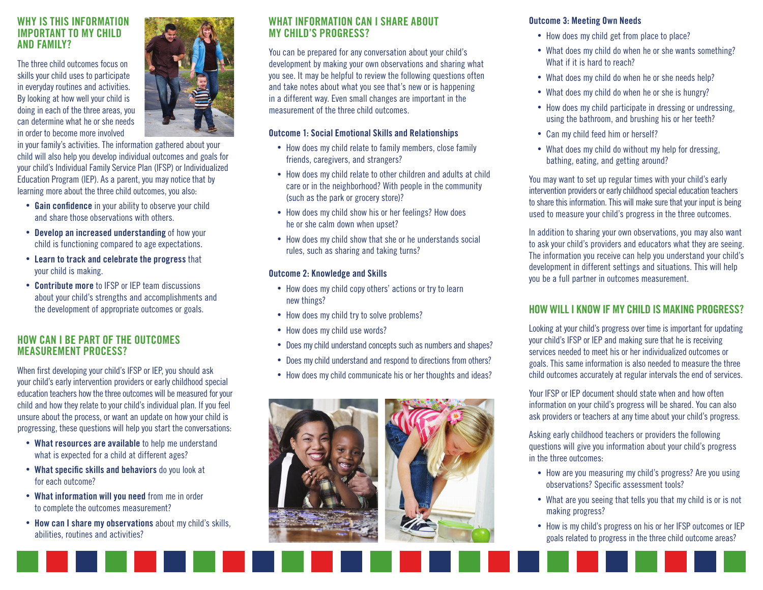## WHY IS THIS INFORMATION IMPORTANT TO MY CHILD AND FAMILY?

The three child outcomes focus on skills your child uses to participate in everyday routines and activities. By looking at how well your child is doing in each of the three areas, you can determine what he or she needs in order to become more involved in your family's activities. The information gathered about your child will also help you develop individual outcomes and goals for your child's Individual Family Service Plan (IFSP) or Individualized Education Program (IEP). As a parent, you may notice that by learning more about the three child outcomes, you also:

- **Gain confidence** in your ability to observe your child and share those observations with others.
- **Develop an increased understanding** of how your child is functioning compared to age expectations.
- **Learn to track and celebrate the progress** that your child is making.
- **Contribute more** to IFSP or IEP team discussions about your child's strengths and accomplishments and the development of appropriate outcomes or goals.

## HOW CAN I BE PART OF THE OUTCOMES MEASUREMENT PROCESS?

When first developing your child's IFSP or IEP, you should ask your child's early intervention providers or early childhood special education teachers how the three outcomes will be measured for your child and how they relate to your child's individual plan. If you feel unsure about the process, or want an update on how your child is progressing, these questions will help you start the conversations:

- **What resources are available** to help me understand what is expected for a child at different ages?
- **What specific skills and behaviors** do you look at for each outcome?
- **What information will you need** from me in order to complete the outcomes measurement?
- **How can I share my observations** about my child's skills, abilities, routines and activities?

## WHAT INFORMATION CAN I SHARE ABOUT MY CHILD'S PROGRESS?

You can be prepared for any conversation about your child's development by making your own observations and sharing what you see. It may be helpful to review the following questions often and take notes about what you see that's new or is happening in a different way. Even small changes are important in the measurement of the three child outcomes.

### Outcome 1: Social Emotional Skills and Relationships

- How does my child relate to family members, close family friends, caregivers, and strangers?
- How does my child relate to other children and adults at child care or in the neighborhood? With people in the community (such as the park or grocery store)?
- How does my child show his or her feelings? How does he or she calm down when upset?
- How does my child show that she or he understands social rules, such as sharing and taking turns?

### Outcome 2: Knowledge and Skills

- How does my child copy others' actions or try to learn new things?
- How does my child try to solve problems?
- How does my child use words?
- Does my child understand concepts such as numbers and shapes?
- Does my child understand and respond to directions from others?
- How does my child communicate his or her thoughts and ideas?

### Outcome 3: Meeting Own Needs

- How does my child get from place to place?
- What does my child do when he or she wants something? What if it is hard to reach?
- What does my child do when he or she needs help?
- What does my child do when he or she is hungry?
- How does my child participate in dressing or undressing, using the bathroom, and brushing his or her teeth?
- Can my child feed him or herself?
- What does my child do without my help for dressing, bathing, eating, and getting around?

You may want to set up regular times with your child's early intervention providers or early childhood special education teachers to share this information. This will make sure that your input is being used to measure your child's progress in the three outcomes.

In addition to sharing your own observations, you may also want to ask your child's providers and educators what they are seeing. The information you receive can help you understand your child's development in different settings and situations. This will help you be a full partner in outcomes measurement.

## HOW WILL I KNOW IF MY CHILD IS MAKING PROGRESS?

Looking at your child's progress over time is important for updating your child's IFSP or IEP and making sure that he is receiving services needed to meet his or her individualized outcomes or goals. This same information is also needed to measure the three child outcomes accurately at regular intervals the end of services.

Your IFSP or IEP document should state when and how often information on your child's progress will be shared. You can also ask providers or teachers at any time about your child's progress.

Asking early childhood teachers or providers the following questions will give you information about your child's progress in the three outcomes:

- How are you measuring my child's progress? Are you using observations? Specific assessment tools?
- What are you seeing that tells you that my child is or is not making progress?
- How is my child's progress on his or her IFSP outcomes or IEP goals related to progress in the three child outcome areas?